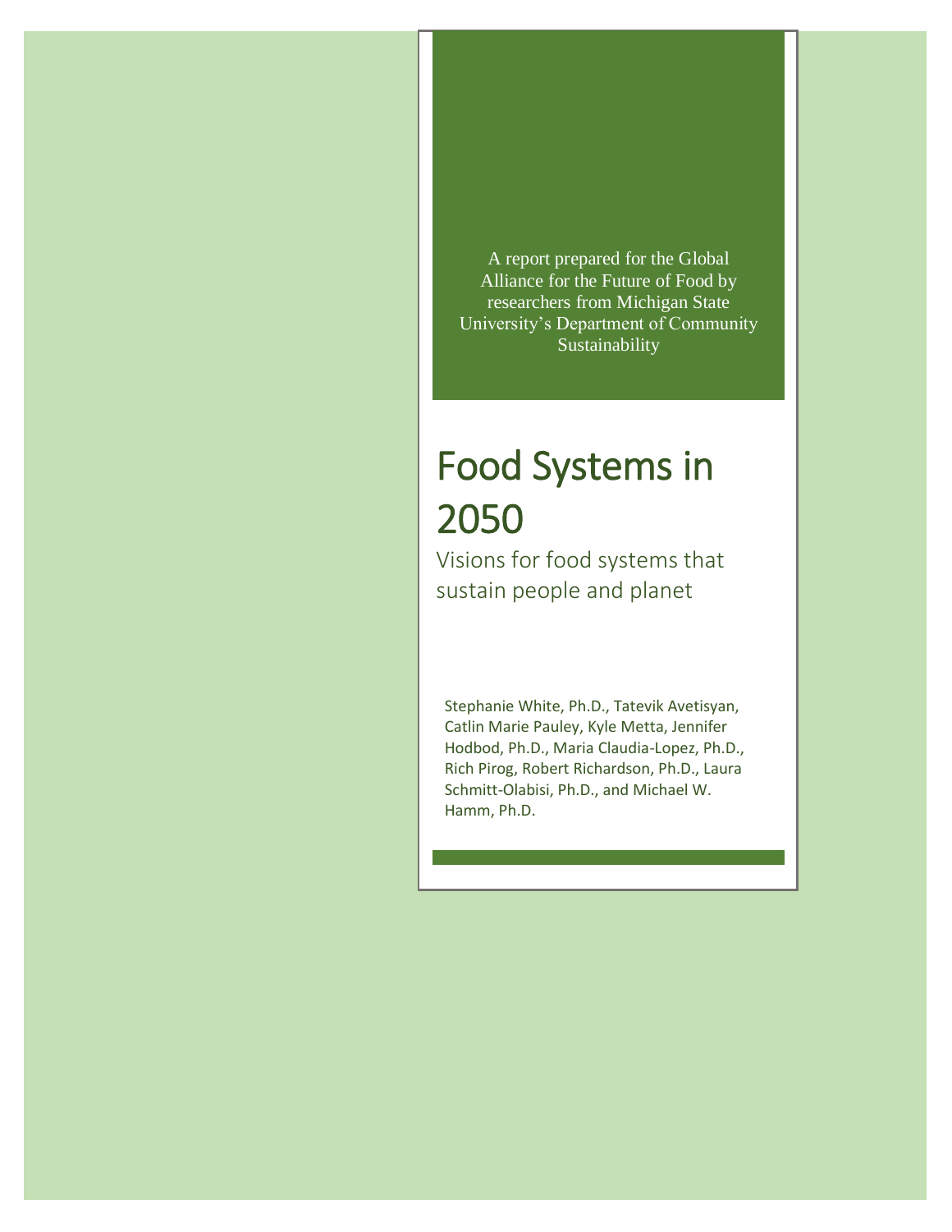A report prepared for the Global Alliance for the Future of Food by researchers from Michigan State University's Department of Community Sustainability

# Food Systems in 2050

## Visions for food systems that sustain people and planet

Stephanie White, Ph.D., Tatevik Avetisyan, Catlin Marie Pauley, Kyle Metta, Jennifer Hodbod, Ph.D., Maria Claudia-Lopez, Ph.D., Rich Pirog, Robert Richardson, Ph.D., Laura Schmitt-Olabisi, Ph.D., and Michael W. Hamm, Ph.D.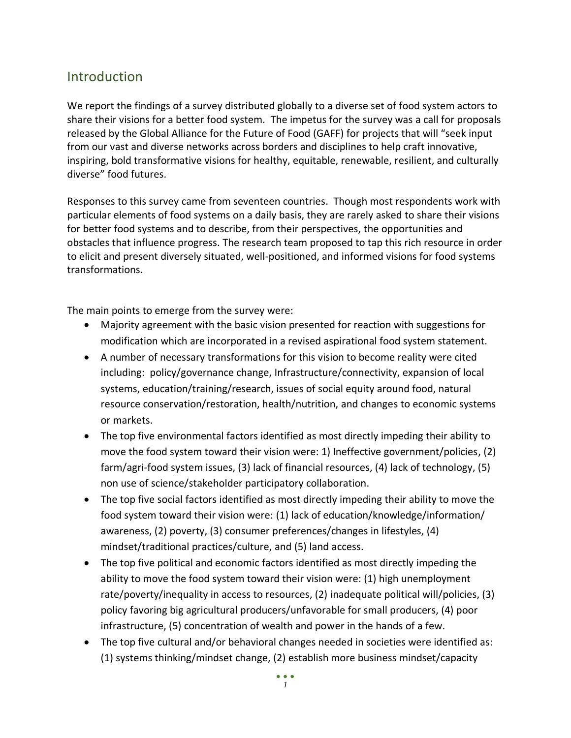## Introduction

We report the findings of a survey distributed globally to a diverse set of food system actors to share their visions for a better food system. The impetus for the survey was a call for proposals released by the Global Alliance for the Future of Food (GAFF) for projects that will "seek input from our vast and diverse networks across borders and disciplines to help craft innovative, inspiring, bold transformative visions for healthy, equitable, renewable, resilient, and culturally diverse" food futures.

Responses to this survey came from seventeen countries. Though most respondents work with particular elements of food systems on a daily basis, they are rarely asked to share their visions for better food systems and to describe, from their perspectives, the opportunities and obstacles that influence progress. The research team proposed to tap this rich resource in order to elicit and present diversely situated, well-positioned, and informed visions for food systems transformations.

The main points to emerge from the survey were:

- Majority agreement with the basic vision presented for reaction with suggestions for modification which are incorporated in a revised aspirational food system statement.
- A number of necessary transformations for this vision to become reality were cited including: policy/governance change, Infrastructure/connectivity, expansion of local systems, education/training/research, issues of social equity around food, natural resource conservation/restoration, health/nutrition, and changes to economic systems or markets.
- The top five environmental factors identified as most directly impeding their ability to move the food system toward their vision were: 1) Ineffective government/policies, (2) farm/agri-food system issues, (3) lack of financial resources, (4) lack of technology, (5) non use of science/stakeholder participatory collaboration.
- The top five social factors identified as most directly impeding their ability to move the food system toward their vision were: (1) lack of education/knowledge/information/ awareness, (2) poverty, (3) consumer preferences/changes in lifestyles, (4) mindset/traditional practices/culture, and (5) land access.
- The top five political and economic factors identified as most directly impeding the ability to move the food system toward their vision were: (1) high unemployment rate/poverty/inequality in access to resources, (2) inadequate political will/policies, (3) policy favoring big agricultural producers/unfavorable for small producers, (4) poor infrastructure, (5) concentration of wealth and power in the hands of a few.
- The top five cultural and/or behavioral changes needed in societies were identified as: (1) systems thinking/mindset change, (2) establish more business mindset/capacity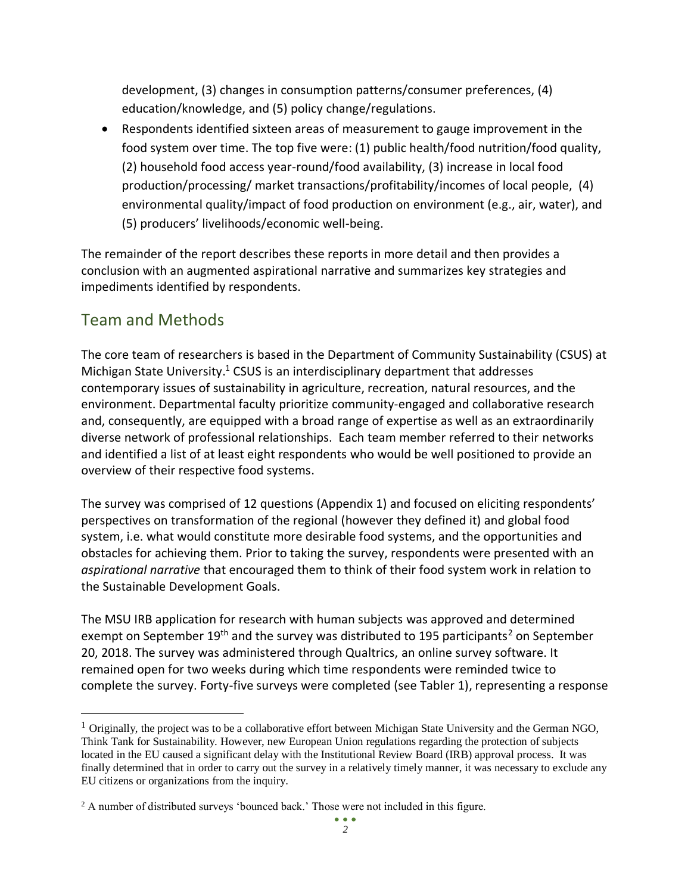development, (3) changes in consumption patterns/consumer preferences, (4) education/knowledge, and (5) policy change/regulations.

- Respondents identified sixteen areas of measurement to gauge improvement in the food system over time. The top five were: (1) public health/food nutrition/food quality, (2) household food access year-round/food availability, (3) increase in local food production/processing/ market transactions/profitability/incomes of local people, (4) environmental quality/impact of food production on environment (e.g., air, water), and (5) producers' livelihoods/economic well-being.

The remainder of the report describes these reports in more detail and then provides a conclusion with an augmented aspirational narrative and summarizes key strategies and impediments identified by respondents.

## Team and Methods

The core team of researchers is based in the Department of Community Sustainability (CSUS) at Michigan State University.[1] CSUS is an interdisciplinary department that addresses contemporary issues of sustainability in agriculture, recreation, natural resources, and the environment. Departmental faculty prioritize community-engaged and collaborative research and, consequently, are equipped with a broad range of expertise as well as an extraordinarily diverse network of professional relationships. Each team member referred to their networks and identified a list of at least eight respondents who would be well positioned to provide an overview of their respective food systems.

The survey was comprised of 12 questions (Appendix 1) and focused on eliciting respondents' perspectives on transformation of the regional (however they defined it) and global food system, i.e. what would constitute more desirable food systems, and the opportunities and obstacles for achieving them. Prior to taking the survey, respondents were presented with an *aspirational narrative* that encouraged them to think of their food system work in relation to the Sustainable Development Goals.

The MSU IRB application for research with human subjects was approved and determined exempt on September 19th and the survey was distributed to 195 participants[2] on September 20, 2018. The survey was administered through Qualtrics, an online survey software. It remained open for two weeks during which time respondents were reminded twice to complete the survey. Forty-five surveys were completed (see Tabler 1), representing a response

---

[1] Originally, the project was to be a collaborative effort between Michigan State University and the German NGO, Think Tank for Sustainability. However, new European Union regulations regarding the protection of subjects located in the EU caused a significant delay with the Institutional Review Board (IRB) approval process. It was finally determined that in order to carry out the survey in a relatively timely manner, it was necessary to exclude any EU citizens or organizations from the inquiry.

[2] A number of distributed surveys 'bounced back.' Those were not included in this figure.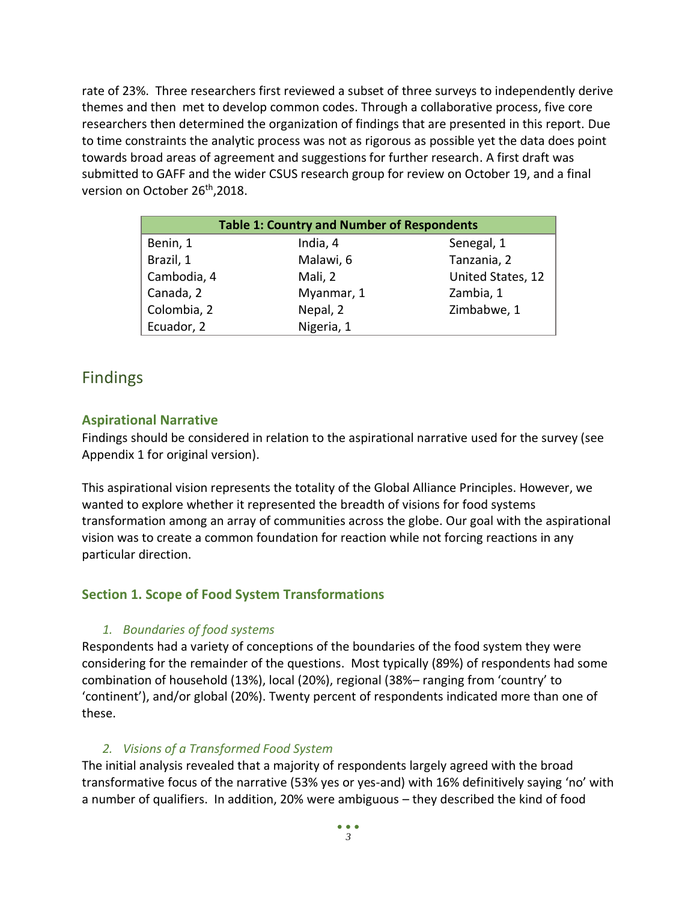rate of 23%. Three researchers first reviewed a subset of three surveys to independently derive themes and then met to develop common codes. Through a collaborative process, five core researchers then determined the organization of findings that are presented in this report. Due to time constraints the analytic process was not as rigorous as possible yet the data does point towards broad areas of agreement and suggestions for further research. A first draft was submitted to GAFF and the wider CSUS research group for review on October 19, and a final version on October 26th,2018.

| Table 1: Country and Number of Respondents | | |
|---|---|---|
| Benin, 1 | India, 4 | Senegal, 1 |
| Brazil, 1 | Malawi, 6 | Tanzania, 2 |
| Cambodia, 4 | Mali, 2 | United States, 12 |
| Canada, 2 | Myanmar, 1 | Zambia, 1 |
| Colombia, 2 | Nepal, 2 | Zimbabwe, 1 |
| Ecuador, 2 | Nigeria, 1 | |

# Findings

## Aspirational Narrative

Findings should be considered in relation to the aspirational narrative used for the survey (see Appendix 1 for original version).

This aspirational vision represents the totality of the Global Alliance Principles. However, we wanted to explore whether it represented the breadth of visions for food systems transformation among an array of communities across the globe. Our goal with the aspirational vision was to create a common foundation for reaction while not forcing reactions in any particular direction.

## Section 1. Scope of Food System Transformations

### *1. Boundaries of food systems*

Respondents had a variety of conceptions of the boundaries of the food system they were considering for the remainder of the questions. Most typically (89%) of respondents had some combination of household (13%), local (20%), regional (38%– ranging from 'country' to 'continent'), and/or global (20%). Twenty percent of respondents indicated more than one of these.

### *2. Visions of a Transformed Food System*

The initial analysis revealed that a majority of respondents largely agreed with the broad transformative focus of the narrative (53% yes or yes-and) with 16% definitively saying 'no' with a number of qualifiers. In addition, 20% were ambiguous – they described the kind of food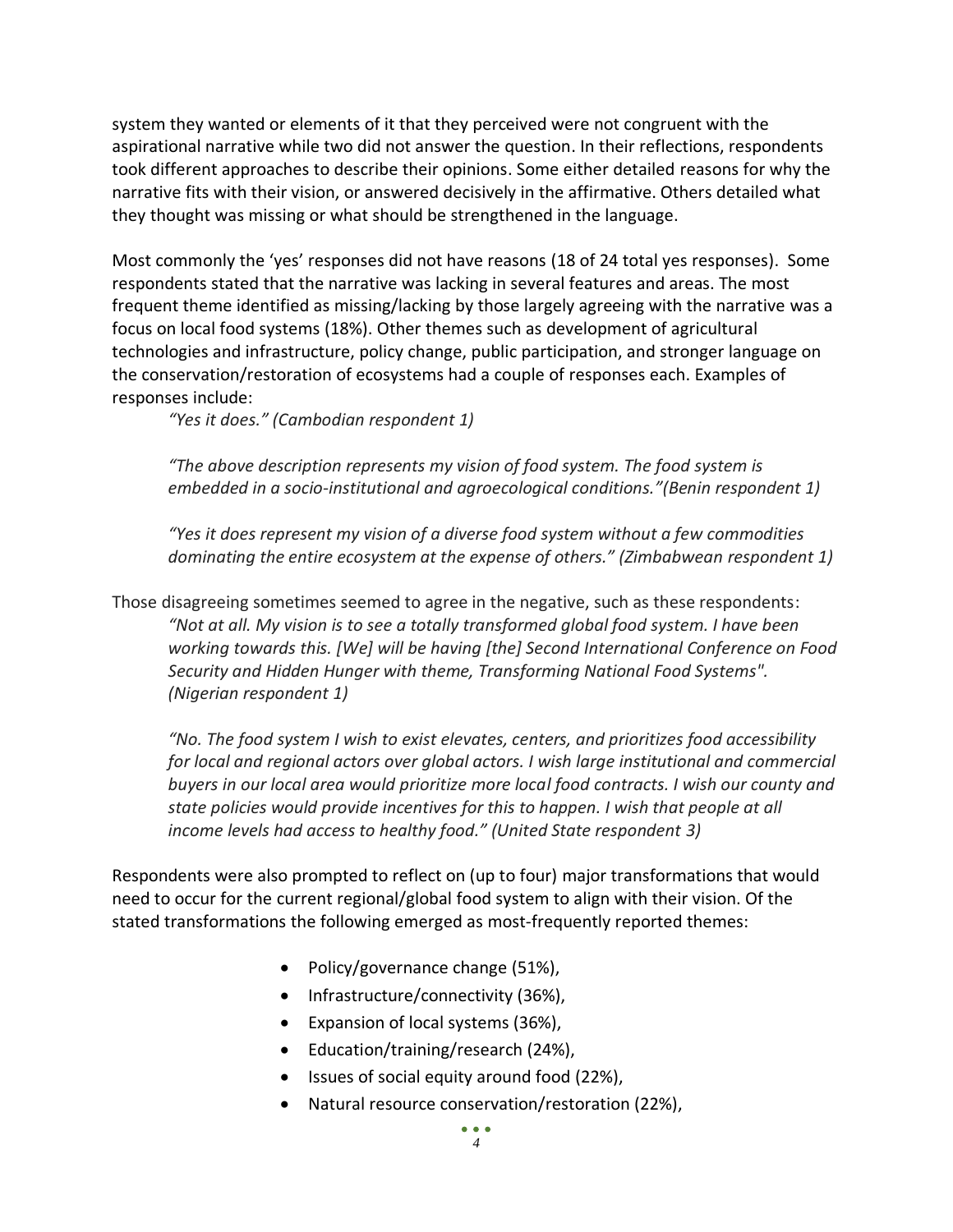system they wanted or elements of it that they perceived were not congruent with the aspirational narrative while two did not answer the question. In their reflections, respondents took different approaches to describe their opinions. Some either detailed reasons for why the narrative fits with their vision, or answered decisively in the affirmative. Others detailed what they thought was missing or what should be strengthened in the language.

Most commonly the 'yes' responses did not have reasons (18 of 24 total yes responses). Some respondents stated that the narrative was lacking in several features and areas. The most frequent theme identified as missing/lacking by those largely agreeing with the narrative was a focus on local food systems (18%). Other themes such as development of agricultural technologies and infrastructure, policy change, public participation, and stronger language on the conservation/restoration of ecosystems had a couple of responses each. Examples of responses include:

> *"Yes it does." (Cambodian respondent 1)*
>
> *"The above description represents my vision of food system. The food system is embedded in a socio-institutional and agroecological conditions."(Benin respondent 1)*
>
> *"Yes it does represent my vision of a diverse food system without a few commodities dominating the entire ecosystem at the expense of others." (Zimbabwean respondent 1)*

Those disagreeing sometimes seemed to agree in the negative, such as these respondents:

> *"Not at all. My vision is to see a totally transformed global food system. I have been working towards this. [We] will be having [the] Second International Conference on Food Security and Hidden Hunger with theme, Transforming National Food Systems". (Nigerian respondent 1)*
>
> *"No. The food system I wish to exist elevates, centers, and prioritizes food accessibility for local and regional actors over global actors. I wish large institutional and commercial buyers in our local area would prioritize more local food contracts. I wish our county and state policies would provide incentives for this to happen. I wish that people at all income levels had access to healthy food." (United State respondent 3)*

Respondents were also prompted to reflect on (up to four) major transformations that would need to occur for the current regional/global food system to align with their vision. Of the stated transformations the following emerged as most-frequently reported themes:

- Policy/governance change (51%),
- Infrastructure/connectivity (36%),
- Expansion of local systems (36%),
- Education/training/research (24%),
- Issues of social equity around food (22%),
- Natural resource conservation/restoration (22%),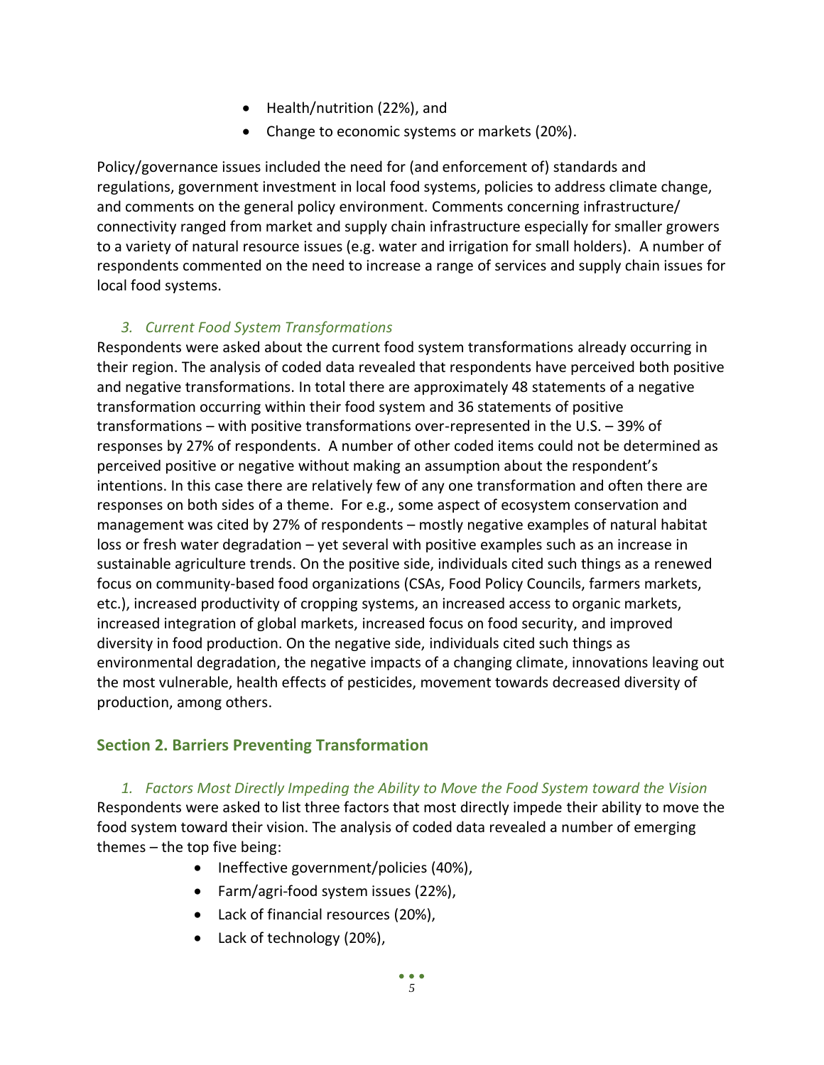- Health/nutrition (22%), and
- Change to economic systems or markets (20%).

Policy/governance issues included the need for (and enforcement of) standards and regulations, government investment in local food systems, policies to address climate change, and comments on the general policy environment. Comments concerning infrastructure/ connectivity ranged from market and supply chain infrastructure especially for smaller growers to a variety of natural resource issues (e.g. water and irrigation for small holders). A number of respondents commented on the need to increase a range of services and supply chain issues for local food systems.

### *3. Current Food System Transformations*

Respondents were asked about the current food system transformations already occurring in their region. The analysis of coded data revealed that respondents have perceived both positive and negative transformations. In total there are approximately 48 statements of a negative transformation occurring within their food system and 36 statements of positive transformations – with positive transformations over-represented in the U.S. – 39% of responses by 27% of respondents. A number of other coded items could not be determined as perceived positive or negative without making an assumption about the respondent's intentions. In this case there are relatively few of any one transformation and often there are responses on both sides of a theme. For e.g., some aspect of ecosystem conservation and management was cited by 27% of respondents – mostly negative examples of natural habitat loss or fresh water degradation – yet several with positive examples such as an increase in sustainable agriculture trends. On the positive side, individuals cited such things as a renewed focus on community-based food organizations (CSAs, Food Policy Councils, farmers markets, etc.), increased productivity of cropping systems, an increased access to organic markets, increased integration of global markets, increased focus on food security, and improved diversity in food production. On the negative side, individuals cited such things as environmental degradation, the negative impacts of a changing climate, innovations leaving out the most vulnerable, health effects of pesticides, movement towards decreased diversity of production, among others.

## Section 2. Barriers Preventing Transformation

### *1. Factors Most Directly Impeding the Ability to Move the Food System toward the Vision*

Respondents were asked to list three factors that most directly impede their ability to move the food system toward their vision. The analysis of coded data revealed a number of emerging themes – the top five being:

- Ineffective government/policies (40%),
- Farm/agri-food system issues (22%),
- Lack of financial resources (20%),
- Lack of technology (20%),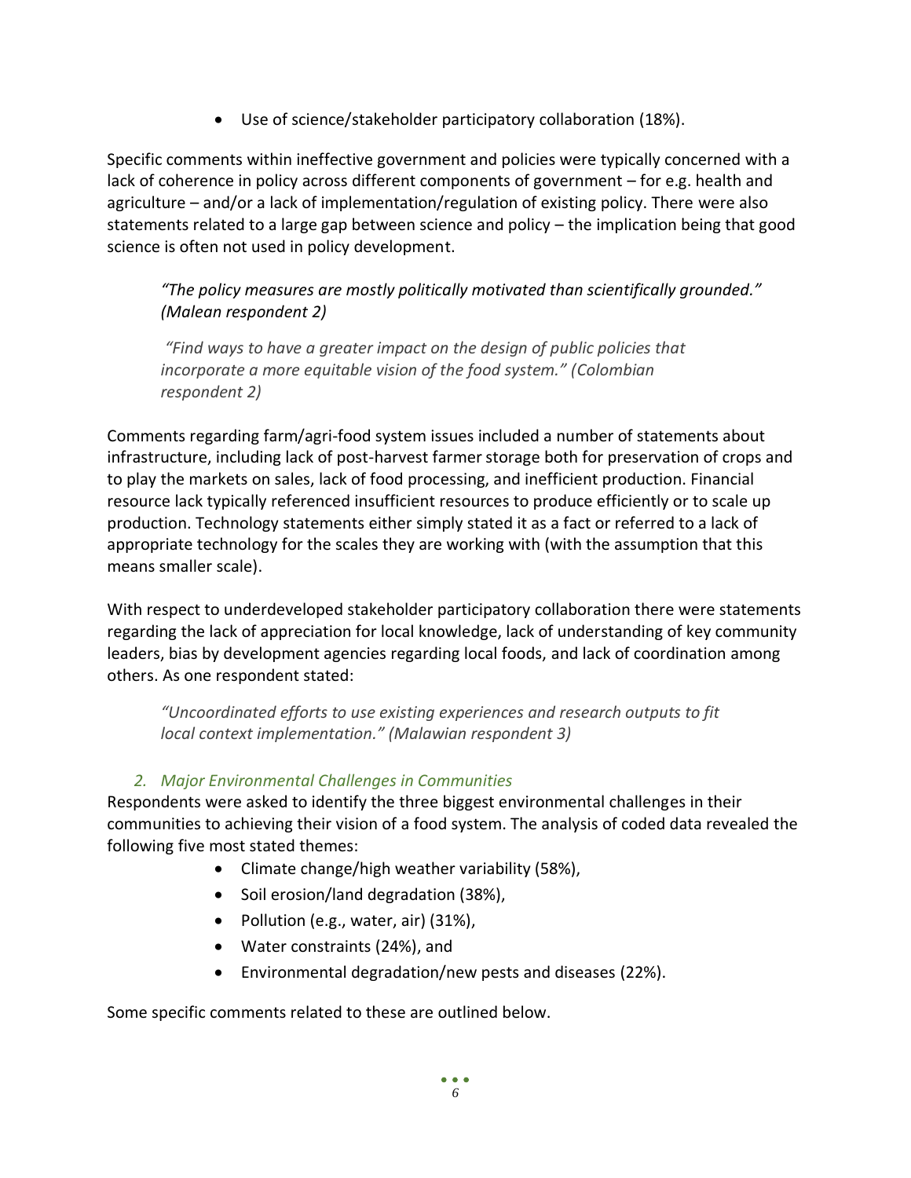- Use of science/stakeholder participatory collaboration (18%).

Specific comments within ineffective government and policies were typically concerned with a lack of coherence in policy across different components of government – for e.g. health and agriculture – and/or a lack of implementation/regulation of existing policy. There were also statements related to a large gap between science and policy – the implication being that good science is often not used in policy development.

> *"The policy measures are mostly politically motivated than scientifically grounded." (Malean respondent 2)*
>
> *"Find ways to have a greater impact on the design of public policies that incorporate a more equitable vision of the food system." (Colombian respondent 2)*

Comments regarding farm/agri-food system issues included a number of statements about infrastructure, including lack of post-harvest farmer storage both for preservation of crops and to play the markets on sales, lack of food processing, and inefficient production. Financial resource lack typically referenced insufficient resources to produce efficiently or to scale up production. Technology statements either simply stated it as a fact or referred to a lack of appropriate technology for the scales they are working with (with the assumption that this means smaller scale).

With respect to underdeveloped stakeholder participatory collaboration there were statements regarding the lack of appreciation for local knowledge, lack of understanding of key community leaders, bias by development agencies regarding local foods, and lack of coordination among others. As one respondent stated:

> *"Uncoordinated efforts to use existing experiences and research outputs to fit local context implementation." (Malawian respondent 3)*

### *2. Major Environmental Challenges in Communities*

Respondents were asked to identify the three biggest environmental challenges in their communities to achieving their vision of a food system. The analysis of coded data revealed the following five most stated themes:

- Climate change/high weather variability (58%),
- Soil erosion/land degradation (38%),
- Pollution (e.g., water, air) (31%),
- Water constraints (24%), and
- Environmental degradation/new pests and diseases (22%).

Some specific comments related to these are outlined below.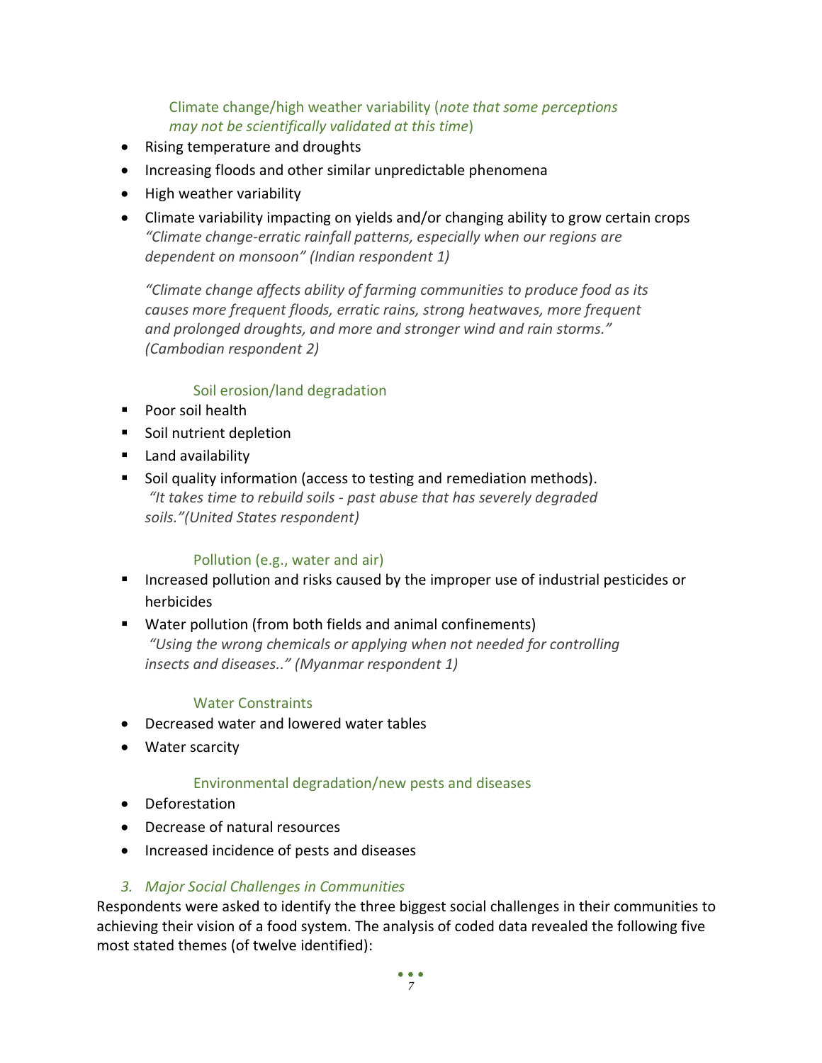#### Climate change/high weather variability (*note that some perceptions may not be scientifically validated at this time*)

- Rising temperature and droughts
- Increasing floods and other similar unpredictable phenomena
- High weather variability
- Climate variability impacting on yields and/or changing ability to grow certain crops

  *"Climate change-erratic rainfall patterns, especially when our regions are dependent on monsoon" (Indian respondent 1)*

  *"Climate change affects ability of farming communities to produce food as its causes more frequent floods, erratic rains, strong heatwaves, more frequent and prolonged droughts, and more and stronger wind and rain storms." (Cambodian respondent 2)*

#### Soil erosion/land degradation

- Poor soil health
- Soil nutrient depletion
- Land availability
- Soil quality information (access to testing and remediation methods).

  *"It takes time to rebuild soils - past abuse that has severely degraded soils."(United States respondent)*

#### Pollution (e.g., water and air)

- Increased pollution and risks caused by the improper use of industrial pesticides or herbicides
- Water pollution (from both fields and animal confinements)

  *"Using the wrong chemicals or applying when not needed for controlling insects and diseases.." (Myanmar respondent 1)*

#### Water Constraints

- Decreased water and lowered water tables
- Water scarcity

#### Environmental degradation/new pests and diseases

- Deforestation
- Decrease of natural resources
- Increased incidence of pests and diseases

### *3. Major Social Challenges in Communities*

Respondents were asked to identify the three biggest social challenges in their communities to achieving their vision of a food system. The analysis of coded data revealed the following five most stated themes (of twelve identified):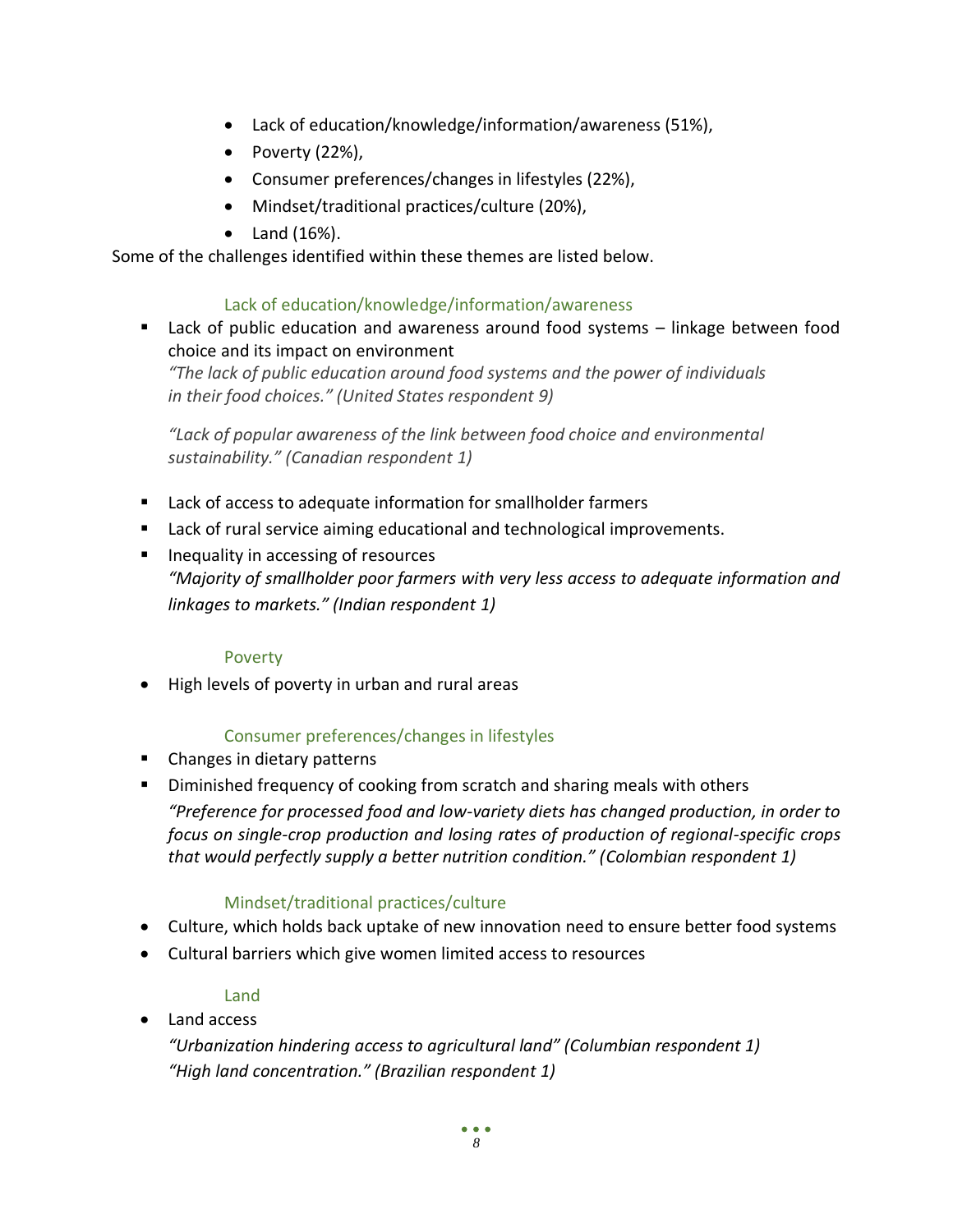- Lack of education/knowledge/information/awareness (51%),
- Poverty (22%),
- Consumer preferences/changes in lifestyles (22%),
- Mindset/traditional practices/culture (20%),
- Land (16%).

Some of the challenges identified within these themes are listed below.

### Lack of education/knowledge/information/awareness

- Lack of public education and awareness around food systems – linkage between food choice and its impact on environment

  *"The lack of public education around food systems and the power of individuals in their food choices." (United States respondent 9)*

  *"Lack of popular awareness of the link between food choice and environmental sustainability." (Canadian respondent 1)*

- Lack of access to adequate information for smallholder farmers
- Lack of rural service aiming educational and technological improvements.
- Inequality in accessing of resources

  *"Majority of smallholder poor farmers with very less access to adequate information and linkages to markets." (Indian respondent 1)*

### Poverty

- High levels of poverty in urban and rural areas

### Consumer preferences/changes in lifestyles

- Changes in dietary patterns
- Diminished frequency of cooking from scratch and sharing meals with others

  *"Preference for processed food and low-variety diets has changed production, in order to focus on single-crop production and losing rates of production of regional-specific crops that would perfectly supply a better nutrition condition." (Colombian respondent 1)*

### Mindset/traditional practices/culture

- Culture, which holds back uptake of new innovation need to ensure better food systems
- Cultural barriers which give women limited access to resources

### Land

- Land access

  *"Urbanization hindering access to agricultural land" (Columbian respondent 1)*
  *"High land concentration." (Brazilian respondent 1)*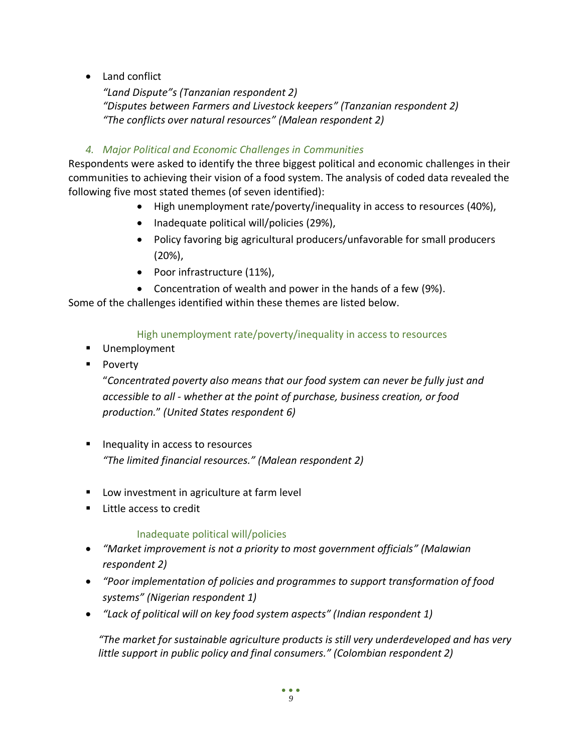- Land conflict

  *"Land Dispute"s (Tanzanian respondent 2)*
  *"Disputes between Farmers and Livestock keepers" (Tanzanian respondent 2)*
  *"The conflicts over natural resources" (Malean respondent 2)*

### *4. Major Political and Economic Challenges in Communities*

Respondents were asked to identify the three biggest political and economic challenges in their communities to achieving their vision of a food system. The analysis of coded data revealed the following five most stated themes (of seven identified):

- High unemployment rate/poverty/inequality in access to resources (40%),
- Inadequate political will/policies (29%),
- Policy favoring big agricultural producers/unfavorable for small producers (20%),
- Poor infrastructure (11%),
- Concentration of wealth and power in the hands of a few (9%).

Some of the challenges identified within these themes are listed below.

#### High unemployment rate/poverty/inequality in access to resources

- Unemployment
- Poverty

  "*Concentrated poverty also means that our food system can never be fully just and accessible to all - whether at the point of purchase, business creation, or food production.*" *(United States respondent 6)*

- Inequality in access to resources

  *"The limited financial resources." (Malean respondent 2)*

- Low investment in agriculture at farm level
- Little access to credit

#### Inadequate political will/policies

- *"Market improvement is not a priority to most government officials" (Malawian respondent 2)*
- *"Poor implementation of policies and programmes to support transformation of food systems" (Nigerian respondent 1)*
- *"Lack of political will on key food system aspects" (Indian respondent 1)*

*"The market for sustainable agriculture products is still very underdeveloped and has very little support in public policy and final consumers." (Colombian respondent 2)*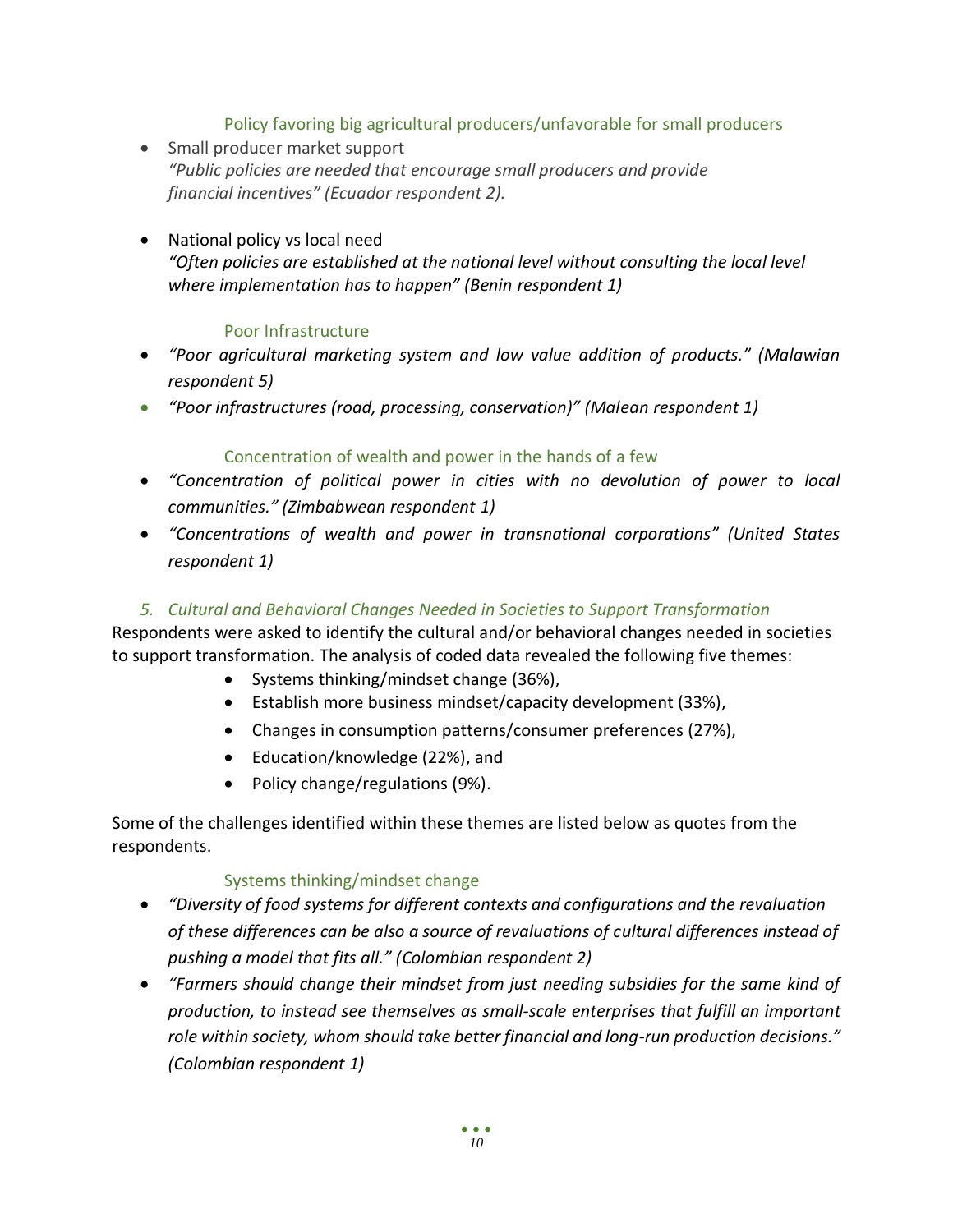#### Policy favoring big agricultural producers/unfavorable for small producers

- Small producer market support
  *"Public policies are needed that encourage small producers and provide financial incentives" (Ecuador respondent 2).*

- National policy vs local need
  *"Often policies are established at the national level without consulting the local level where implementation has to happen" (Benin respondent 1)*

#### Poor Infrastructure

- *"Poor agricultural marketing system and low value addition of products." (Malawian respondent 5)*
- *"Poor infrastructures (road, processing, conservation)" (Malean respondent 1)*

#### Concentration of wealth and power in the hands of a few

- *"Concentration of political power in cities with no devolution of power to local communities." (Zimbabwean respondent 1)*
- *"Concentrations of wealth and power in transnational corporations" (United States respondent 1)*

### *5. Cultural and Behavioral Changes Needed in Societies to Support Transformation*

Respondents were asked to identify the cultural and/or behavioral changes needed in societies to support transformation. The analysis of coded data revealed the following five themes:

- Systems thinking/mindset change (36%),
- Establish more business mindset/capacity development (33%),
- Changes in consumption patterns/consumer preferences (27%),
- Education/knowledge (22%), and
- Policy change/regulations (9%).

Some of the challenges identified within these themes are listed below as quotes from the respondents.

#### Systems thinking/mindset change

- *"Diversity of food systems for different contexts and configurations and the revaluation of these differences can be also a source of revaluations of cultural differences instead of pushing a model that fits all." (Colombian respondent 2)*
- *"Farmers should change their mindset from just needing subsidies for the same kind of production, to instead see themselves as small-scale enterprises that fulfill an important role within society, whom should take better financial and long-run production decisions." (Colombian respondent 1)*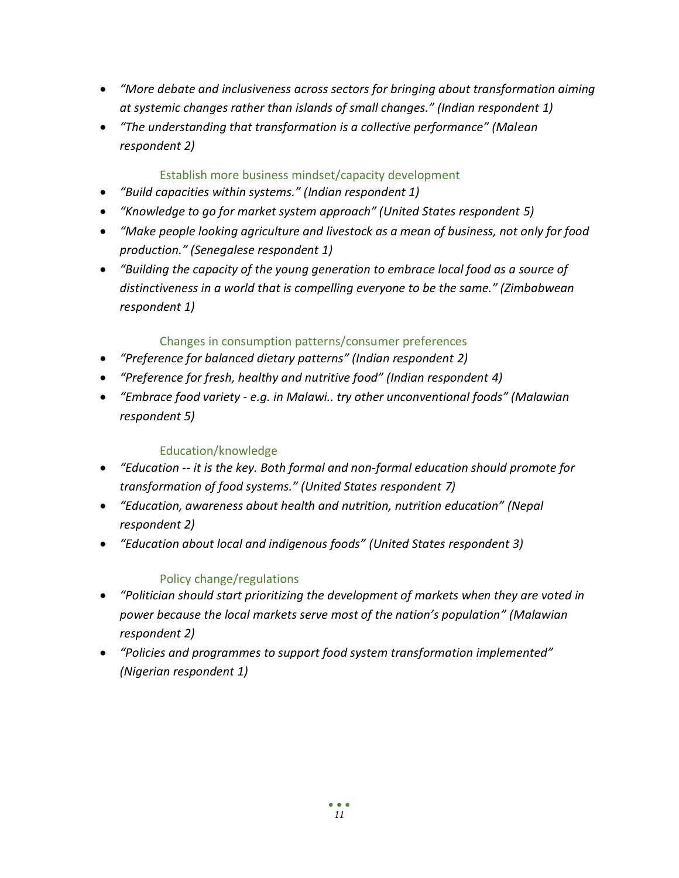- *"More debate and inclusiveness across sectors for bringing about transformation aiming at systemic changes rather than islands of small changes." (Indian respondent 1)*
- *"The understanding that transformation is a collective performance" (Malean respondent 2)*

### Establish more business mindset/capacity development

- *"Build capacities within systems." (Indian respondent 1)*
- *"Knowledge to go for market system approach" (United States respondent 5)*
- *"Make people looking agriculture and livestock as a mean of business, not only for food production." (Senegalese respondent 1)*
- *"Building the capacity of the young generation to embrace local food as a source of distinctiveness in a world that is compelling everyone to be the same." (Zimbabwean respondent 1)*

### Changes in consumption patterns/consumer preferences

- *"Preference for balanced dietary patterns" (Indian respondent 2)*
- *"Preference for fresh, healthy and nutritive food" (Indian respondent 4)*
- *"Embrace food variety - e.g. in Malawi.. try other unconventional foods" (Malawian respondent 5)*

### Education/knowledge

- *"Education -- it is the key. Both formal and non-formal education should promote for transformation of food systems." (United States respondent 7)*
- *"Education, awareness about health and nutrition, nutrition education" (Nepal respondent 2)*
- *"Education about local and indigenous foods" (United States respondent 3)*

### Policy change/regulations

- *"Politician should start prioritizing the development of markets when they are voted in power because the local markets serve most of the nation's population" (Malawian respondent 2)*
- *"Policies and programmes to support food system transformation implemented" (Nigerian respondent 1)*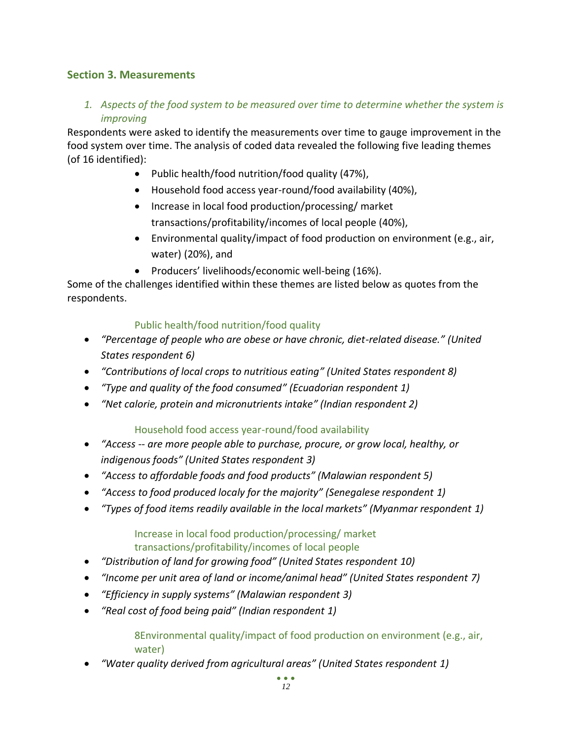## Section 3. Measurements

### *1. Aspects of the food system to be measured over time to determine whether the system is improving*

Respondents were asked to identify the measurements over time to gauge improvement in the food system over time. The analysis of coded data revealed the following five leading themes (of 16 identified):

- Public health/food nutrition/food quality (47%),
- Household food access year-round/food availability (40%),
- Increase in local food production/processing/ market transactions/profitability/incomes of local people (40%),
- Environmental quality/impact of food production on environment (e.g., air, water) (20%), and
- Producers' livelihoods/economic well-being (16%).

Some of the challenges identified within these themes are listed below as quotes from the respondents.

#### Public health/food nutrition/food quality

- *"Percentage of people who are obese or have chronic, diet-related disease." (United States respondent 6)*
- *"Contributions of local crops to nutritious eating" (United States respondent 8)*
- *"Type and quality of the food consumed" (Ecuadorian respondent 1)*
- *"Net calorie, protein and micronutrients intake" (Indian respondent 2)*

#### Household food access year-round/food availability

- *"Access -- are more people able to purchase, procure, or grow local, healthy, or indigenous foods" (United States respondent 3)*
- *"Access to affordable foods and food products" (Malawian respondent 5)*
- *"Access to food produced localy for the majority" (Senegalese respondent 1)*
- *"Types of food items readily available in the local markets" (Myanmar respondent 1)*

#### Increase in local food production/processing/ market transactions/profitability/incomes of local people

- *"Distribution of land for growing food" (United States respondent 10)*
- *"Income per unit area of land or income/animal head" (United States respondent 7)*
- *"Efficiency in supply systems" (Malawian respondent 3)*
- *"Real cost of food being paid" (Indian respondent 1)*

#### 8Environmental quality/impact of food production on environment (e.g., air, water)

- *"Water quality derived from agricultural areas" (United States respondent 1)*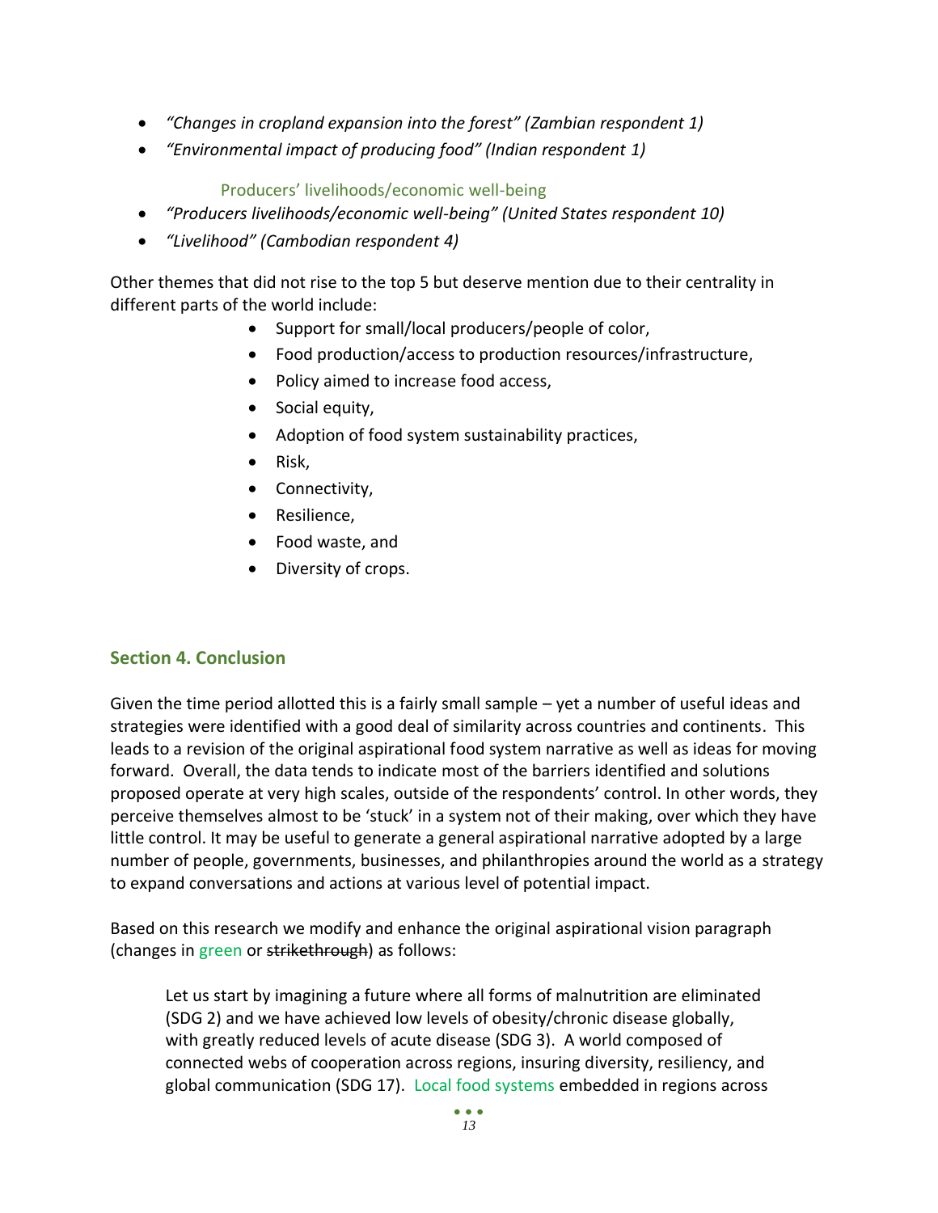- *"Changes in cropland expansion into the forest" (Zambian respondent 1)*
- *"Environmental impact of producing food" (Indian respondent 1)*

Producers' livelihoods/economic well-being

- *"Producers livelihoods/economic well-being" (United States respondent 10)*
- *"Livelihood" (Cambodian respondent 4)*

Other themes that did not rise to the top 5 but deserve mention due to their centrality in different parts of the world include:

- Support for small/local producers/people of color,
- Food production/access to production resources/infrastructure,
- Policy aimed to increase food access,
- Social equity,
- Adoption of food system sustainability practices,
- Risk,
- Connectivity,
- Resilience,
- Food waste, and
- Diversity of crops.

## Section 4. Conclusion

Given the time period allotted this is a fairly small sample – yet a number of useful ideas and strategies were identified with a good deal of similarity across countries and continents. This leads to a revision of the original aspirational food system narrative as well as ideas for moving forward. Overall, the data tends to indicate most of the barriers identified and solutions proposed operate at very high scales, outside of the respondents' control. In other words, they perceive themselves almost to be 'stuck' in a system not of their making, over which they have little control. It may be useful to generate a general aspirational narrative adopted by a large number of people, governments, businesses, and philanthropies around the world as a strategy to expand conversations and actions at various level of potential impact.

Based on this research we modify and enhance the original aspirational vision paragraph (changes in green or ~~strikethrough~~) as follows:

> Let us start by imagining a future where all forms of malnutrition are eliminated (SDG 2) and we have achieved low levels of obesity/chronic disease globally, with greatly reduced levels of acute disease (SDG 3). A world composed of connected webs of cooperation across regions, insuring diversity, resiliency, and global communication (SDG 17). Local food systems embedded in regions across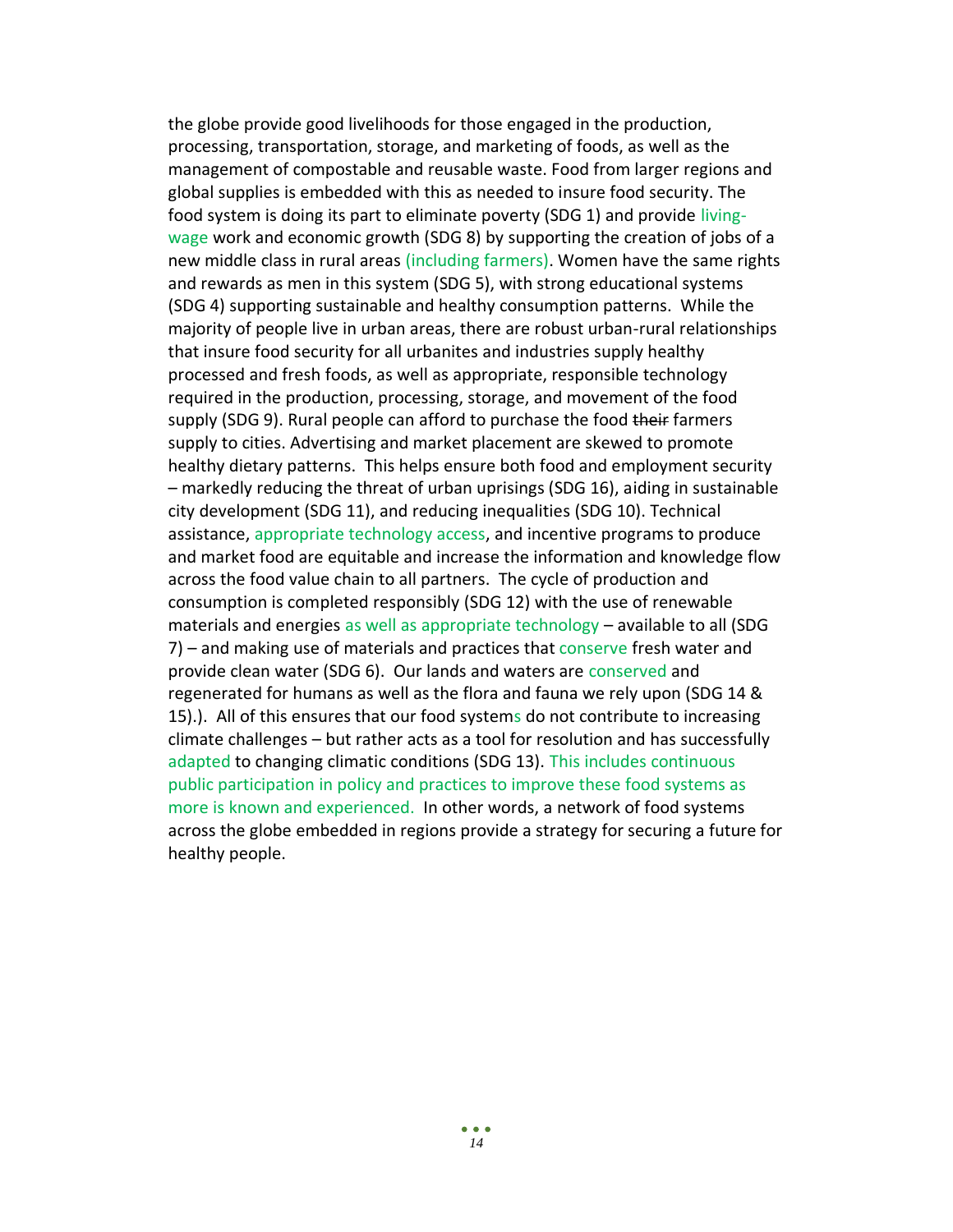the globe provide good livelihoods for those engaged in the production, processing, transportation, storage, and marketing of foods, as well as the management of compostable and reusable waste. Food from larger regions and global supplies is embedded with this as needed to insure food security. The food system is doing its part to eliminate poverty (SDG 1) and provide living-wage work and economic growth (SDG 8) by supporting the creation of jobs of a new middle class in rural areas (including farmers). Women have the same rights and rewards as men in this system (SDG 5), with strong educational systems (SDG 4) supporting sustainable and healthy consumption patterns. While the majority of people live in urban areas, there are robust urban-rural relationships that insure food security for all urbanites and industries supply healthy processed and fresh foods, as well as appropriate, responsible technology required in the production, processing, storage, and movement of the food supply (SDG 9). Rural people can afford to purchase the food ~~their~~ farmers supply to cities. Advertising and market placement are skewed to promote healthy dietary patterns. This helps ensure both food and employment security – markedly reducing the threat of urban uprisings (SDG 16), aiding in sustainable city development (SDG 11), and reducing inequalities (SDG 10). Technical assistance, appropriate technology access, and incentive programs to produce and market food are equitable and increase the information and knowledge flow across the food value chain to all partners. The cycle of production and consumption is completed responsibly (SDG 12) with the use of renewable materials and energies as well as appropriate technology – available to all (SDG 7) – and making use of materials and practices that conserve fresh water and provide clean water (SDG 6). Our lands and waters are conserved and regenerated for humans as well as the flora and fauna we rely upon (SDG 14 & 15).). All of this ensures that our food systems do not contribute to increasing climate challenges – but rather acts as a tool for resolution and has successfully adapted to changing climatic conditions (SDG 13). This includes continuous public participation in policy and practices to improve these food systems as more is known and experienced. In other words, a network of food systems across the globe embedded in regions provide a strategy for securing a future for healthy people.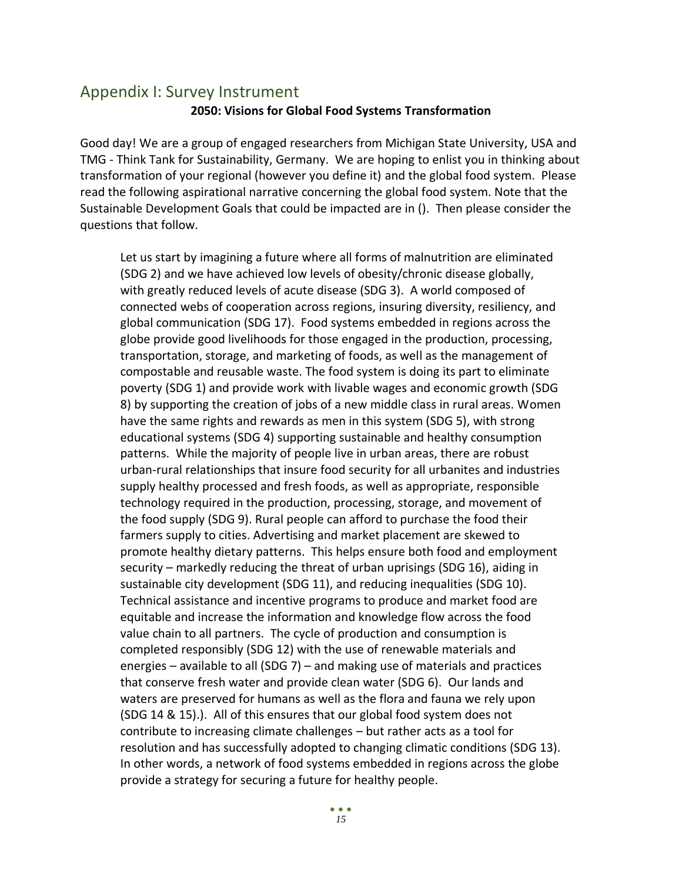## Appendix I: Survey Instrument

**2050: Visions for Global Food Systems Transformation**

Good day! We are a group of engaged researchers from Michigan State University, USA and TMG - Think Tank for Sustainability, Germany. We are hoping to enlist you in thinking about transformation of your regional (however you define it) and the global food system. Please read the following aspirational narrative concerning the global food system. Note that the Sustainable Development Goals that could be impacted are in (). Then please consider the questions that follow.

> Let us start by imagining a future where all forms of malnutrition are eliminated (SDG 2) and we have achieved low levels of obesity/chronic disease globally, with greatly reduced levels of acute disease (SDG 3). A world composed of connected webs of cooperation across regions, insuring diversity, resiliency, and global communication (SDG 17). Food systems embedded in regions across the globe provide good livelihoods for those engaged in the production, processing, transportation, storage, and marketing of foods, as well as the management of compostable and reusable waste. The food system is doing its part to eliminate poverty (SDG 1) and provide work with livable wages and economic growth (SDG 8) by supporting the creation of jobs of a new middle class in rural areas. Women have the same rights and rewards as men in this system (SDG 5), with strong educational systems (SDG 4) supporting sustainable and healthy consumption patterns. While the majority of people live in urban areas, there are robust urban-rural relationships that insure food security for all urbanites and industries supply healthy processed and fresh foods, as well as appropriate, responsible technology required in the production, processing, storage, and movement of the food supply (SDG 9). Rural people can afford to purchase the food their farmers supply to cities. Advertising and market placement are skewed to promote healthy dietary patterns. This helps ensure both food and employment security – markedly reducing the threat of urban uprisings (SDG 16), aiding in sustainable city development (SDG 11), and reducing inequalities (SDG 10). Technical assistance and incentive programs to produce and market food are equitable and increase the information and knowledge flow across the food value chain to all partners. The cycle of production and consumption is completed responsibly (SDG 12) with the use of renewable materials and energies – available to all (SDG 7) – and making use of materials and practices that conserve fresh water and provide clean water (SDG 6). Our lands and waters are preserved for humans as well as the flora and fauna we rely upon (SDG 14 & 15).). All of this ensures that our global food system does not contribute to increasing climate challenges – but rather acts as a tool for resolution and has successfully adopted to changing climatic conditions (SDG 13). In other words, a network of food systems embedded in regions across the globe provide a strategy for securing a future for healthy people.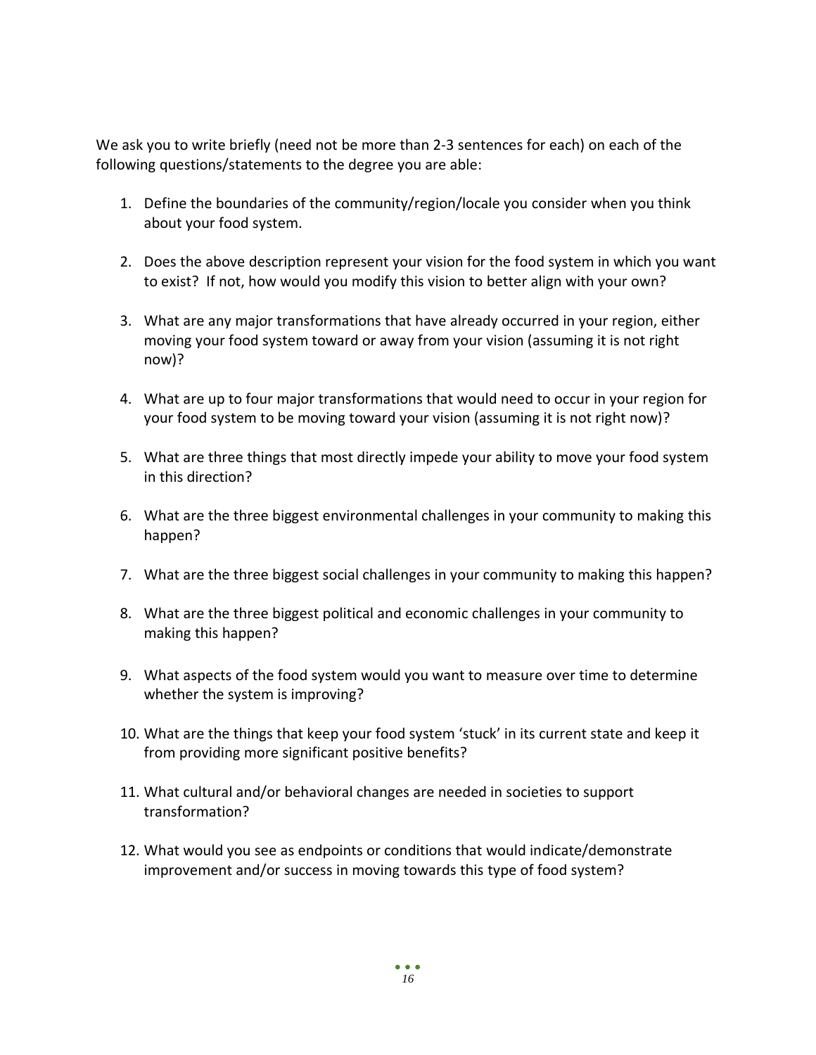We ask you to write briefly (need not be more than 2-3 sentences for each) on each of the following questions/statements to the degree you are able:

1. Define the boundaries of the community/region/locale you consider when you think about your food system.

2. Does the above description represent your vision for the food system in which you want to exist? If not, how would you modify this vision to better align with your own?

3. What are any major transformations that have already occurred in your region, either moving your food system toward or away from your vision (assuming it is not right now)?

4. What are up to four major transformations that would need to occur in your region for your food system to be moving toward your vision (assuming it is not right now)?

5. What are three things that most directly impede your ability to move your food system in this direction?

6. What are the three biggest environmental challenges in your community to making this happen?

7. What are the three biggest social challenges in your community to making this happen?

8. What are the three biggest political and economic challenges in your community to making this happen?

9. What aspects of the food system would you want to measure over time to determine whether the system is improving?

10. What are the things that keep your food system 'stuck' in its current state and keep it from providing more significant positive benefits?

11. What cultural and/or behavioral changes are needed in societies to support transformation?

12. What would you see as endpoints or conditions that would indicate/demonstrate improvement and/or success in moving towards this type of food system?